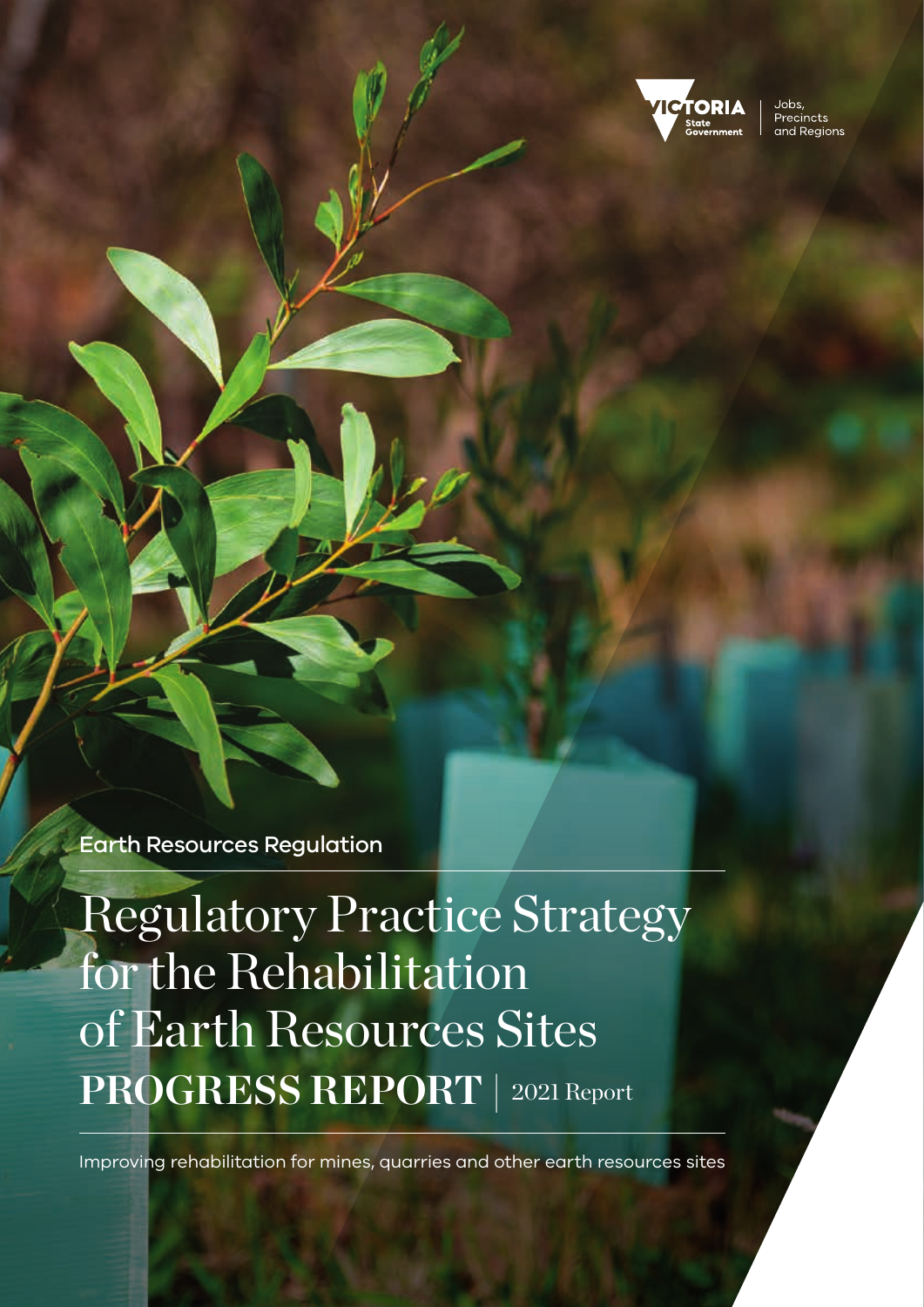Jobs, Precincts and Regions

Earth Resources Regulation

# Regulatory Practice Strategy for the Rehabilitation of Earth Resources Sites

**PROGRESS REPORT** | 2021 Report

Improving rehabilitation for mines, quarries and other earth resources sites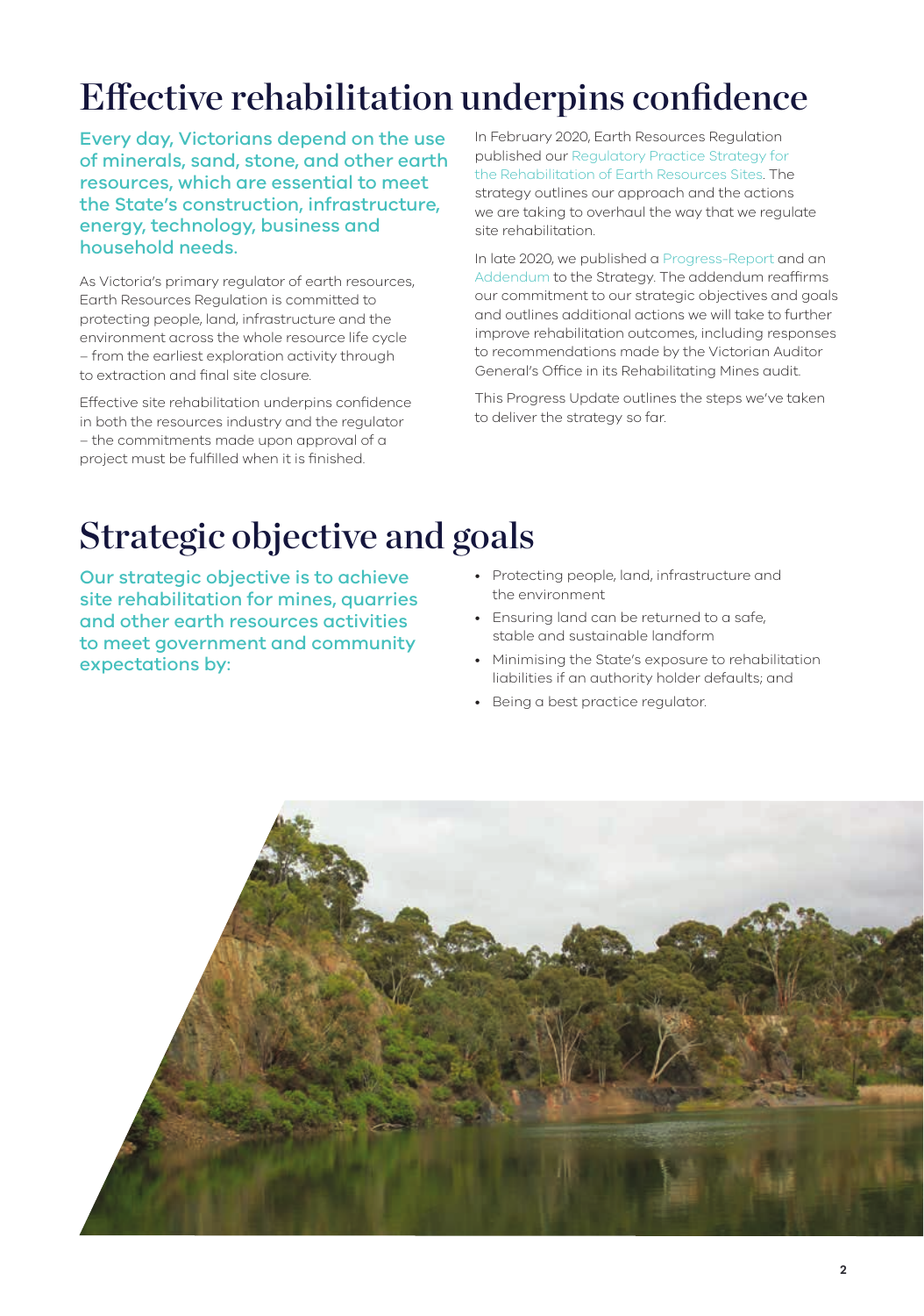# Effective rehabilitation underpins confidence

**Every day, Victorians depend on the use of minerals, sand, stone, and other earth resources, which are essential to meet the State's construction, infrastructure, energy, technology, business and household needs.**

As Victoria's primary regulator of earth resources, Earth Resources Regulation is committed to protecting people, land, infrastructure and the environment across the whole resource life cycle – from the earliest exploration activity through to extraction and final site closure.

Effective site rehabilitation underpins confidence in both the resources industry and the regulator – the commitments made upon approval of a project must be fulfilled when it is finished.

In February 2020, Earth Resources Regulation published our Regulatory Practice Strategy for the Rehabilitation of Earth Resources Sites. The strategy outlines our approach and the actions we are taking to overhaul the way that we regulate site rehabilitation.

In late 2020, we published a Progress-Report and an Addendum to the Strategy. The addendum reaffirms our commitment to our strategic objectives and goals and outlines additional actions we will take to further improve rehabilitation outcomes, including responses to recommendations made by the Victorian Auditor General's Office in its Rehabilitating Mines audit.

This Progress Update outlines the steps we've taken to deliver the strategy so far.

# Strategic objective and goals

**Our strategic objective is to achieve site rehabilitation for mines, quarries and other earth resources activities to meet government and community expectations by:**

- Protecting people, land, infrastructure and the environment
- Ensuring land can be returned to a safe, stable and sustainable landform
- Minimising the State's exposure to rehabilitation liabilities if an authority holder defaults; and
- Being a best practice regulator.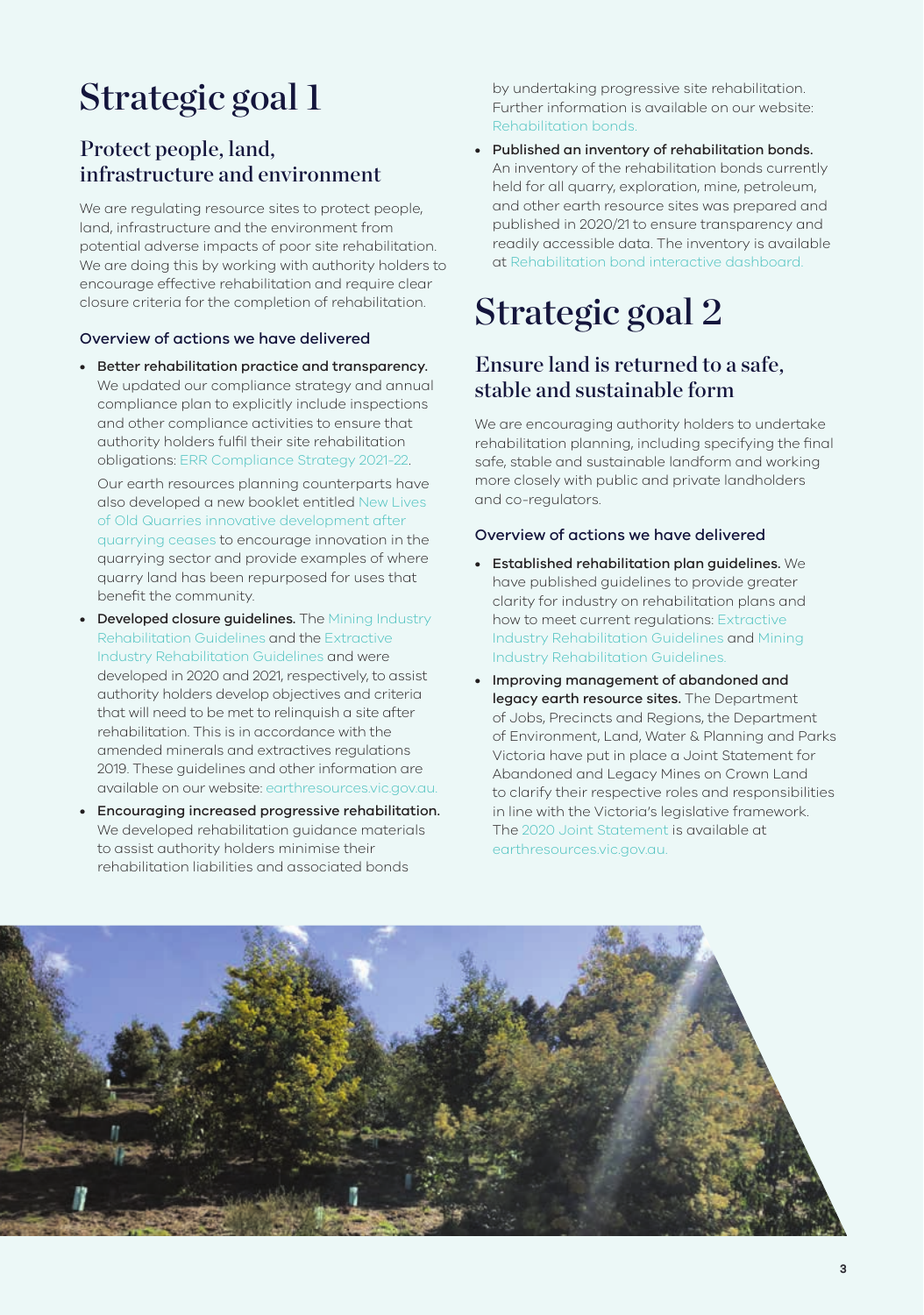# Strategic goal 1

## Protect people, land, infrastructure and environment

We are regulating resource sites to protect people, land, infrastructure and the environment from potential adverse impacts of poor site rehabilitation. We are doing this by working with authority holders to encourage effective rehabilitation and require clear closure criteria for the completion of rehabilitation.

### Overview of actions we have delivered

- **Better rehabilitation practice and transparency.** We updated our compliance strategy and annual compliance plan to explicitly include inspections and other compliance activities to ensure that authority holders fulfil their site rehabilitation obligations: ERR Compliance Strategy 2021-22.

  Our earth resources planning counterparts have also developed a new booklet entitled New Lives of Old Quarries innovative development after quarrying ceases to encourage innovation in the quarrying sector and provide examples of where quarry land has been repurposed for uses that benefit the community.

- **Developed closure guidelines.** The Mining Industry Rehabilitation Guidelines and the Extractive Industry Rehabilitation Guidelines and were developed in 2020 and 2021, respectively, to assist authority holders develop objectives and criteria that will need to be met to relinquish a site after rehabilitation. This is in accordance with the amended minerals and extractives regulations 2019. These guidelines and other information are available on our website: earthresources.vic.gov.au.

- **Encouraging increased progressive rehabilitation.** We developed rehabilitation guidance materials to assist authority holders minimise their rehabilitation liabilities and associated bonds by undertaking progressive site rehabilitation. Further information is available on our website: Rehabilitation bonds.

- **Published an inventory of rehabilitation bonds.** An inventory of the rehabilitation bonds currently held for all quarry, exploration, mine, petroleum, and other earth resource sites was prepared and published in 2020/21 to ensure transparency and readily accessible data. The inventory is available at Rehabilitation bond interactive dashboard.

# Strategic goal 2

## Ensure land is returned to a safe, stable and sustainable form

We are encouraging authority holders to undertake rehabilitation planning, including specifying the final safe, stable and sustainable landform and working more closely with public and private landholders and co-regulators.

### Overview of actions we have delivered

- **Established rehabilitation plan guidelines.** We have published guidelines to provide greater clarity for industry on rehabilitation plans and how to meet current regulations: Extractive Industry Rehabilitation Guidelines and Mining Industry Rehabilitation Guidelines.

- **Improving management of abandoned and legacy earth resource sites.** The Department of Jobs, Precincts and Regions, the Department of Environment, Land, Water & Planning and Parks Victoria have put in place a Joint Statement for Abandoned and Legacy Mines on Crown Land to clarify their respective roles and responsibilities in line with the Victoria's legislative framework. The 2020 Joint Statement is available at earthresources.vic.gov.au.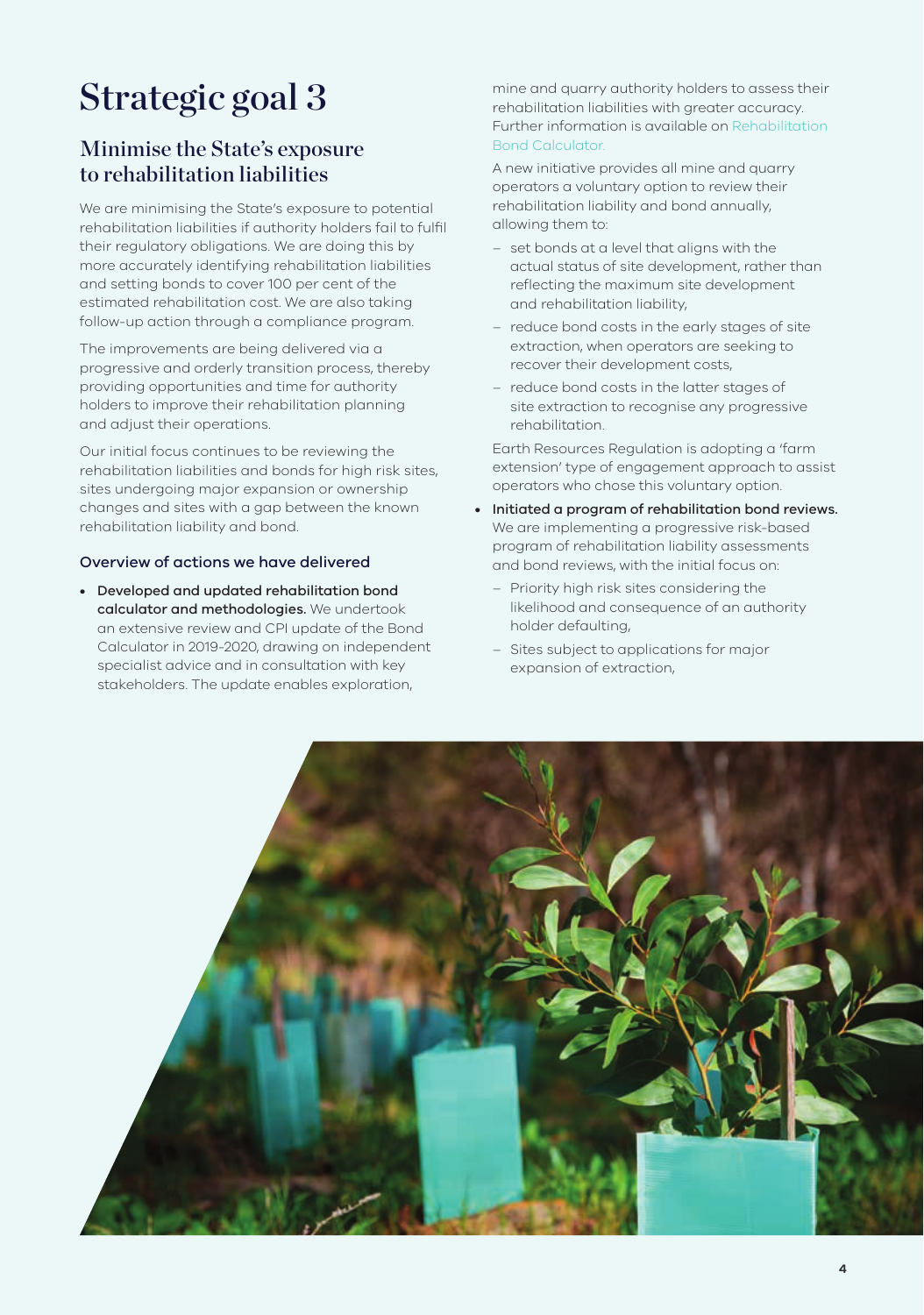# Strategic goal 3

## Minimise the State's exposure to rehabilitation liabilities

We are minimising the State's exposure to potential rehabilitation liabilities if authority holders fail to fulfil their regulatory obligations. We are doing this by more accurately identifying rehabilitation liabilities and setting bonds to cover 100 per cent of the estimated rehabilitation cost. We are also taking follow-up action through a compliance program.

The improvements are being delivered via a progressive and orderly transition process, thereby providing opportunities and time for authority holders to improve their rehabilitation planning and adjust their operations.

Our initial focus continues to be reviewing the rehabilitation liabilities and bonds for high risk sites, sites undergoing major expansion or ownership changes and sites with a gap between the known rehabilitation liability and bond.

### Overview of actions we have delivered

- **Developed and updated rehabilitation bond calculator and methodologies.** We undertook an extensive review and CPI update of the Bond Calculator in 2019-2020, drawing on independent specialist advice and in consultation with key stakeholders. The update enables exploration, mine and quarry authority holders to assess their rehabilitation liabilities with greater accuracy. Further information is available on Rehabilitation Bond Calculator.

  A new initiative provides all mine and quarry operators a voluntary option to review their rehabilitation liability and bond annually, allowing them to:

  - set bonds at a level that aligns with the actual status of site development, rather than reflecting the maximum site development and rehabilitation liability,
  - reduce bond costs in the early stages of site extraction, when operators are seeking to recover their development costs,
  - reduce bond costs in the latter stages of site extraction to recognise any progressive rehabilitation.

  Earth Resources Regulation is adopting a 'farm extension' type of engagement approach to assist operators who chose this voluntary option.

- **Initiated a program of rehabilitation bond reviews.** We are implementing a progressive risk-based program of rehabilitation liability assessments and bond reviews, with the initial focus on:
  - Priority high risk sites considering the likelihood and consequence of an authority holder defaulting,
  - Sites subject to applications for major expansion of extraction,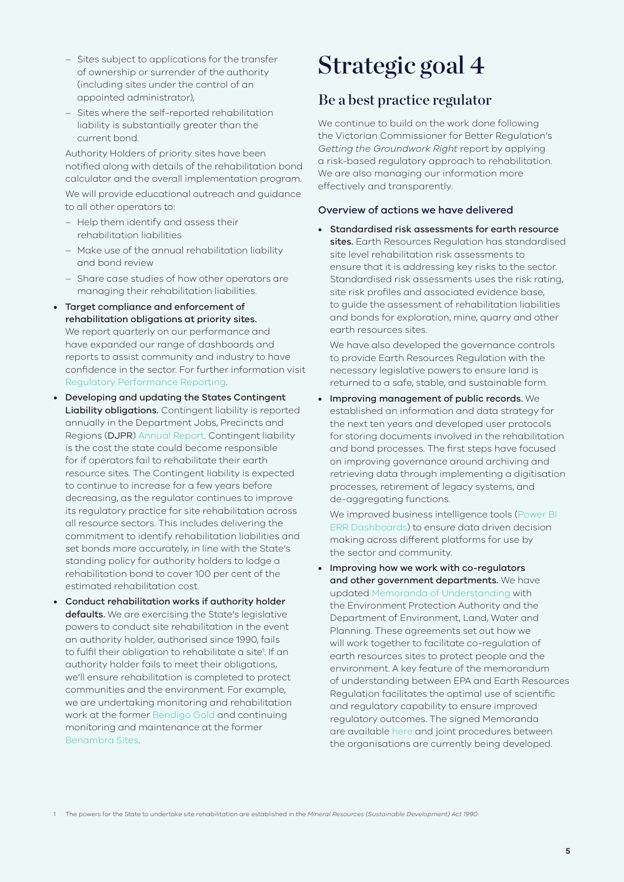- Sites subject to applications for the transfer of ownership or surrender of the authority (including sites under the control of an appointed administrator),
- Sites where the self-reported rehabilitation liability is substantially greater than the current bond.

Authority Holders of priority sites have been notified along with details of the rehabilitation bond calculator and the overall implementation program.

We will provide educational outreach and guidance to all other operators to:

- Help them identify and assess their rehabilitation liabilities
- Make use of the annual rehabilitation liability and bond review
- Share case studies of how other operators are managing their rehabilitation liabilities.

- **Target compliance and enforcement of rehabilitation obligations at priority sites.** We report quarterly on our performance and have expanded our range of dashboards and reports to assist community and industry to have confidence in the sector. For further information visit Regulatory Performance Reporting.
- **Developing and updating the States Contingent Liability obligations.** Contingent liability is reported annually in the Department Jobs, Precincts and Regions (DJPR) Annual Report. Contingent liability is the cost the state could become responsible for if operators fail to rehabilitate their earth resource sites. The Contingent liability is expected to continue to increase for a few years before decreasing, as the regulator continues to improve its regulatory practice for site rehabilitation across all resource sectors. This includes delivering the commitment to identify rehabilitation liabilities and set bonds more accurately, in line with the State's standing policy for authority holders to lodge a rehabilitation bond to cover 100 per cent of the estimated rehabilitation cost.
- **Conduct rehabilitation works if authority holder defaults.** We are exercising the State's legislative powers to conduct site rehabilitation in the event an authority holder, authorised since 1990, fails to fulfil their obligation to rehabilitate a site[1]. If an authority holder fails to meet their obligations, we'll ensure rehabilitation is completed to protect communities and the environment. For example, we are undertaking monitoring and rehabilitation work at the former Bendigo Gold and continuing monitoring and maintenance at the former Benambra Sites.

# Strategic goal 4

## Be a best practice regulator

We continue to build on the work done following the Victorian Commissioner for Better Regulation's *Getting the Groundwork Right* report by applying a risk-based regulatory approach to rehabilitation. We are also managing our information more effectively and transparently.

### Overview of actions we have delivered

- **Standardised risk assessments for earth resource sites.** Earth Resources Regulation has standardised site level rehabilitation risk assessments to ensure that it is addressing key risks to the sector. Standardised risk assessments uses the risk rating, site risk profiles and associated evidence base, to guide the assessment of rehabilitation liabilities and bonds for exploration, mine, quarry and other earth resources sites.

  We have also developed the governance controls to provide Earth Resources Regulation with the necessary legislative powers to ensure land is returned to a safe, stable, and sustainable form.
- **Improving management of public records.** We established an information and data strategy for the next ten years and developed user protocols for storing documents involved in the rehabilitation and bond processes. The first steps have focused on improving governance around archiving and retrieving data through implementing a digitisation processes, retirement of legacy systems, and de-aggregating functions.

  We improved business intelligence tools (Power BI ERR Dashboards) to ensure data driven decision making across different platforms for use by the sector and community.
- **Improving how we work with co-regulators and other government departments.** We have updated Memoranda of Understanding with the Environment Protection Authority and the Department of Environment, Land, Water and Planning. These agreements set out how we will work together to facilitate co-regulation of earth resources sites to protect people and the environment. A key feature of the memorandum of understanding between EPA and Earth Resources Regulation facilitates the optimal use of scientific and regulatory capability to ensure improved regulatory outcomes. The signed Memoranda are available here and joint procedures between the organisations are currently being developed.

[1] The powers for the State to undertake site rehabilitation are established in the *Mineral Resources (Sustainable Development) Act 1990*.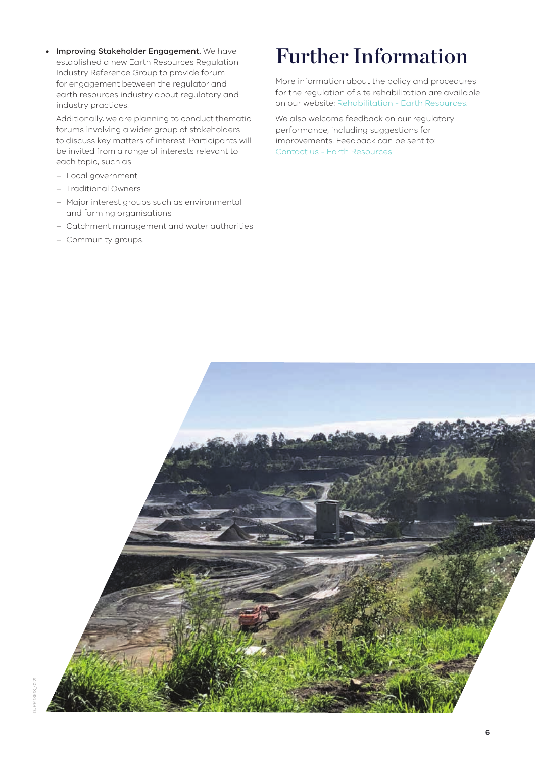- **Improving Stakeholder Engagement.** We have established a new Earth Resources Regulation Industry Reference Group to provide forum for engagement between the regulator and earth resources industry about regulatory and industry practices.

  Additionally, we are planning to conduct thematic forums involving a wider group of stakeholders to discuss key matters of interest. Participants will be invited from a range of interests relevant to each topic, such as:

  - Local government
  - Traditional Owners
  - Major interest groups such as environmental and farming organisations
  - Catchment management and water authorities
  - Community groups.

# Further Information

More information about the policy and procedures for the regulation of site rehabilitation are available on our website: Rehabilitation - Earth Resources.

We also welcome feedback on our regulatory performance, including suggestions for improvements. Feedback can be sent to: Contact us - Earth Resources.

DJPR 13618_0221